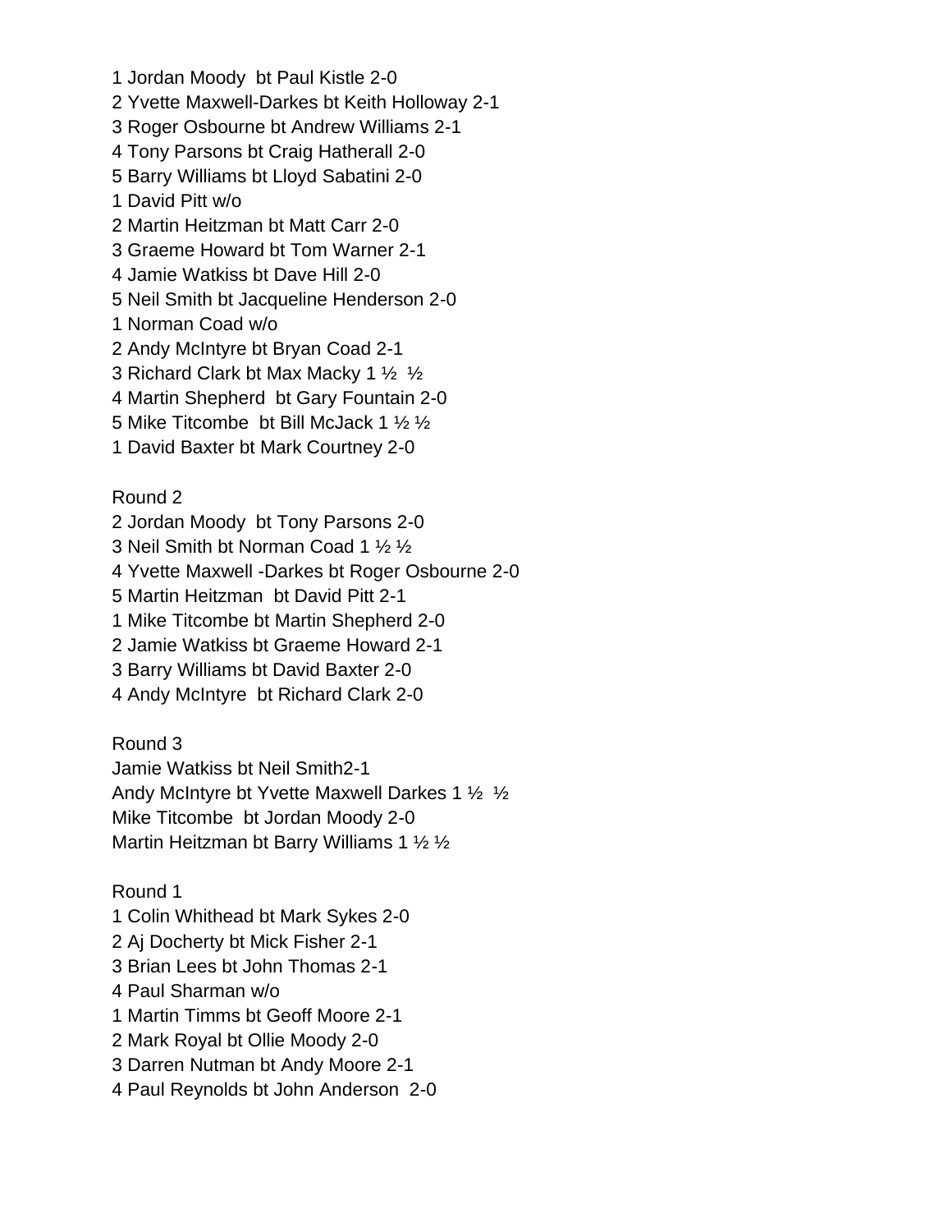1 Jordan Moody bt Paul Kistle 2-0

2 Yvette Maxwell-Darkes bt Keith Holloway 2-1

3 Roger Osbourne bt Andrew Williams 2-1

4 Tony Parsons bt Craig Hatherall 2-0

5 Barry Williams bt Lloyd Sabatini 2-0

1 David Pitt w/o

2 Martin Heitzman bt Matt Carr 2-0

3 Graeme Howard bt Tom Warner 2-1

4 Jamie Watkiss bt Dave Hill 2-0

5 Neil Smith bt Jacqueline Henderson 2-0

1 Norman Coad w/o

2 Andy McIntyre bt Bryan Coad 2-1

3 Richard Clark bt Max Macky 1 ½ ½

4 Martin Shepherd bt Gary Fountain 2-0

5 Mike Titcombe bt Bill McJack 1 ½ ½

1 David Baxter bt Mark Courtney 2-0

Round 2

2 Jordan Moody bt Tony Parsons 2-0

3 Neil Smith bt Norman Coad 1 ½ ½

4 Yvette Maxwell -Darkes bt Roger Osbourne 2-0

5 Martin Heitzman bt David Pitt 2-1

1 Mike Titcombe bt Martin Shepherd 2-0

2 Jamie Watkiss bt Graeme Howard 2-1

3 Barry Williams bt David Baxter 2-0

4 Andy McIntyre bt Richard Clark 2-0

Round 3

Jamie Watkiss bt Neil Smith2-1

Andy McIntyre bt Yvette Maxwell Darkes 1 ½ ½

Mike Titcombe bt Jordan Moody 2-0

Martin Heitzman bt Barry Williams 1 ½ ½

Round 1

1 Colin Whithead bt Mark Sykes 2-0

2 Aj Docherty bt Mick Fisher 2-1

3 Brian Lees bt John Thomas 2-1

4 Paul Sharman w/o

1 Martin Timms bt Geoff Moore 2-1

2 Mark Royal bt Ollie Moody 2-0

3 Darren Nutman bt Andy Moore 2-1

4 Paul Reynolds bt John Anderson 2-0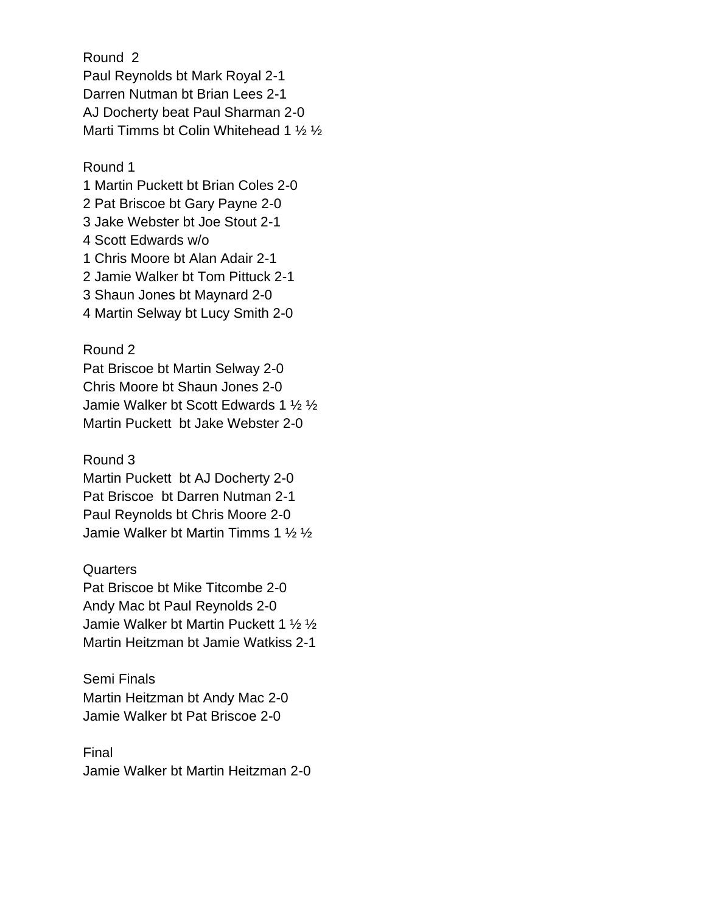Round  2
Paul Reynolds bt Mark Royal 2-1
Darren Nutman bt Brian Lees 2-1
AJ Docherty beat Paul Sharman 2-0
Marti Timms bt Colin Whitehead 1 ½ ½

Round 1
1 Martin Puckett bt Brian Coles 2-0
2 Pat Briscoe bt Gary Payne 2-0
3 Jake Webster bt Joe Stout 2-1
4 Scott Edwards w/o
1 Chris Moore bt Alan Adair 2-1
2 Jamie Walker bt Tom Pittuck 2-1
3 Shaun Jones bt Maynard 2-0
4 Martin Selway bt Lucy Smith 2-0

Round 2
Pat Briscoe bt Martin Selway 2-0
Chris Moore bt Shaun Jones 2-0
Jamie Walker bt Scott Edwards 1 ½ ½
Martin Puckett  bt Jake Webster 2-0

Round 3
Martin Puckett  bt AJ Docherty 2-0
Pat Briscoe  bt Darren Nutman 2-1
Paul Reynolds bt Chris Moore 2-0
Jamie Walker bt Martin Timms 1 ½ ½

Quarters
Pat Briscoe bt Mike Titcombe 2-0
Andy Mac bt Paul Reynolds 2-0
Jamie Walker bt Martin Puckett 1 ½ ½
Martin Heitzman bt Jamie Watkiss 2-1

Semi Finals
Martin Heitzman bt Andy Mac 2-0
Jamie Walker bt Pat Briscoe 2-0

Final
Jamie Walker bt Martin Heitzman 2-0